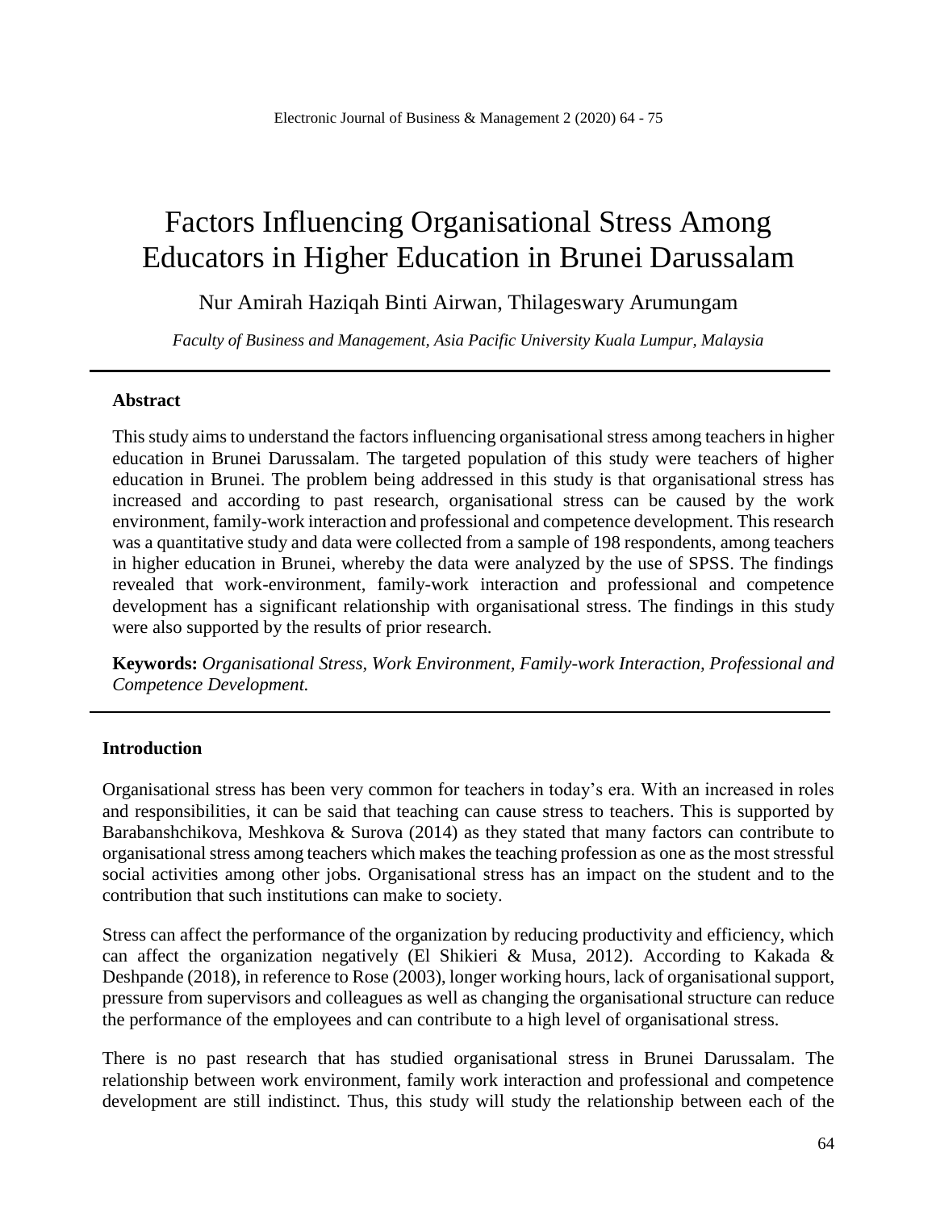# Factors Influencing Organisational Stress Among Educators in Higher Education in Brunei Darussalam

Nur Amirah Haziqah Binti Airwan, Thilageswary Arumungam

*Faculty of Business and Management, Asia Pacific University Kuala Lumpur, Malaysia*

---

### Abstract

This study aims to understand the factors influencing organisational stress among teachers in higher education in Brunei Darussalam. The targeted population of this study were teachers of higher education in Brunei. The problem being addressed in this study is that organisational stress has increased and according to past research, organisational stress can be caused by the work environment, family-work interaction and professional and competence development. This research was a quantitative study and data were collected from a sample of 198 respondents, among teachers in higher education in Brunei, whereby the data were analyzed by the use of SPSS. The findings revealed that work-environment, family-work interaction and professional and competence development has a significant relationship with organisational stress. The findings in this study were also supported by the results of prior research.

**Keywords:** *Organisational Stress, Work Environment, Family-work Interaction, Professional and Competence Development.*

---

### Introduction

Organisational stress has been very common for teachers in today's era. With an increased in roles and responsibilities, it can be said that teaching can cause stress to teachers. This is supported by Barabanshchikova, Meshkova & Surova (2014) as they stated that many factors can contribute to organisational stress among teachers which makes the teaching profession as one as the most stressful social activities among other jobs. Organisational stress has an impact on the student and to the contribution that such institutions can make to society.

Stress can affect the performance of the organization by reducing productivity and efficiency, which can affect the organization negatively (El Shikieri & Musa, 2012). According to Kakada & Deshpande (2018), in reference to Rose (2003), longer working hours, lack of organisational support, pressure from supervisors and colleagues as well as changing the organisational structure can reduce the performance of the employees and can contribute to a high level of organisational stress.

There is no past research that has studied organisational stress in Brunei Darussalam. The relationship between work environment, family work interaction and professional and competence development are still indistinct. Thus, this study will study the relationship between each of the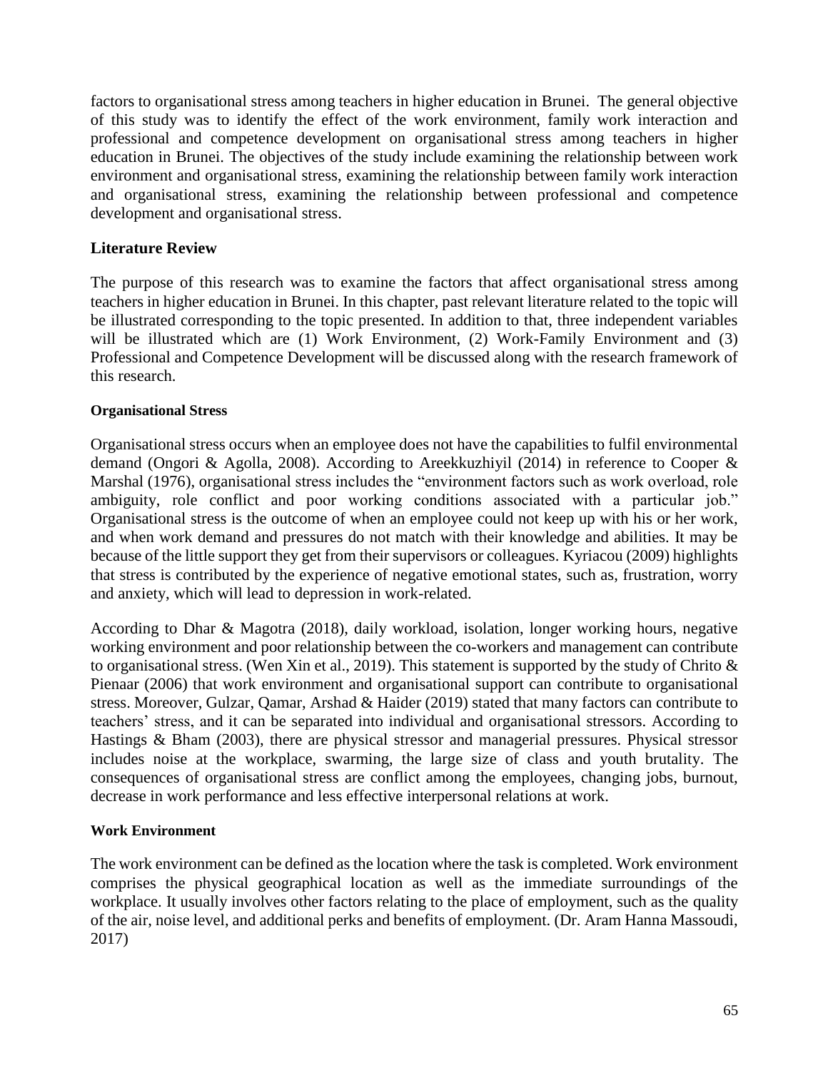factors to organisational stress among teachers in higher education in Brunei. The general objective of this study was to identify the effect of the work environment, family work interaction and professional and competence development on organisational stress among teachers in higher education in Brunei. The objectives of the study include examining the relationship between work environment and organisational stress, examining the relationship between family work interaction and organisational stress, examining the relationship between professional and competence development and organisational stress.

## Literature Review

The purpose of this research was to examine the factors that affect organisational stress among teachers in higher education in Brunei. In this chapter, past relevant literature related to the topic will be illustrated corresponding to the topic presented. In addition to that, three independent variables will be illustrated which are (1) Work Environment, (2) Work-Family Environment and (3) Professional and Competence Development will be discussed along with the research framework of this research.

### Organisational Stress

Organisational stress occurs when an employee does not have the capabilities to fulfil environmental demand (Ongori & Agolla, 2008). According to Areekkuzhiyil (2014) in reference to Cooper & Marshal (1976), organisational stress includes the "environment factors such as work overload, role ambiguity, role conflict and poor working conditions associated with a particular job." Organisational stress is the outcome of when an employee could not keep up with his or her work, and when work demand and pressures do not match with their knowledge and abilities. It may be because of the little support they get from their supervisors or colleagues. Kyriacou (2009) highlights that stress is contributed by the experience of negative emotional states, such as, frustration, worry and anxiety, which will lead to depression in work-related.

According to Dhar & Magotra (2018), daily workload, isolation, longer working hours, negative working environment and poor relationship between the co-workers and management can contribute to organisational stress. (Wen Xin et al., 2019). This statement is supported by the study of Chrito & Pienaar (2006) that work environment and organisational support can contribute to organisational stress. Moreover, Gulzar, Qamar, Arshad & Haider (2019) stated that many factors can contribute to teachers' stress, and it can be separated into individual and organisational stressors. According to Hastings & Bham (2003), there are physical stressor and managerial pressures. Physical stressor includes noise at the workplace, swarming, the large size of class and youth brutality. The consequences of organisational stress are conflict among the employees, changing jobs, burnout, decrease in work performance and less effective interpersonal relations at work.

### Work Environment

The work environment can be defined as the location where the task is completed. Work environment comprises the physical geographical location as well as the immediate surroundings of the workplace. It usually involves other factors relating to the place of employment, such as the quality of the air, noise level, and additional perks and benefits of employment. (Dr. Aram Hanna Massoudi, 2017)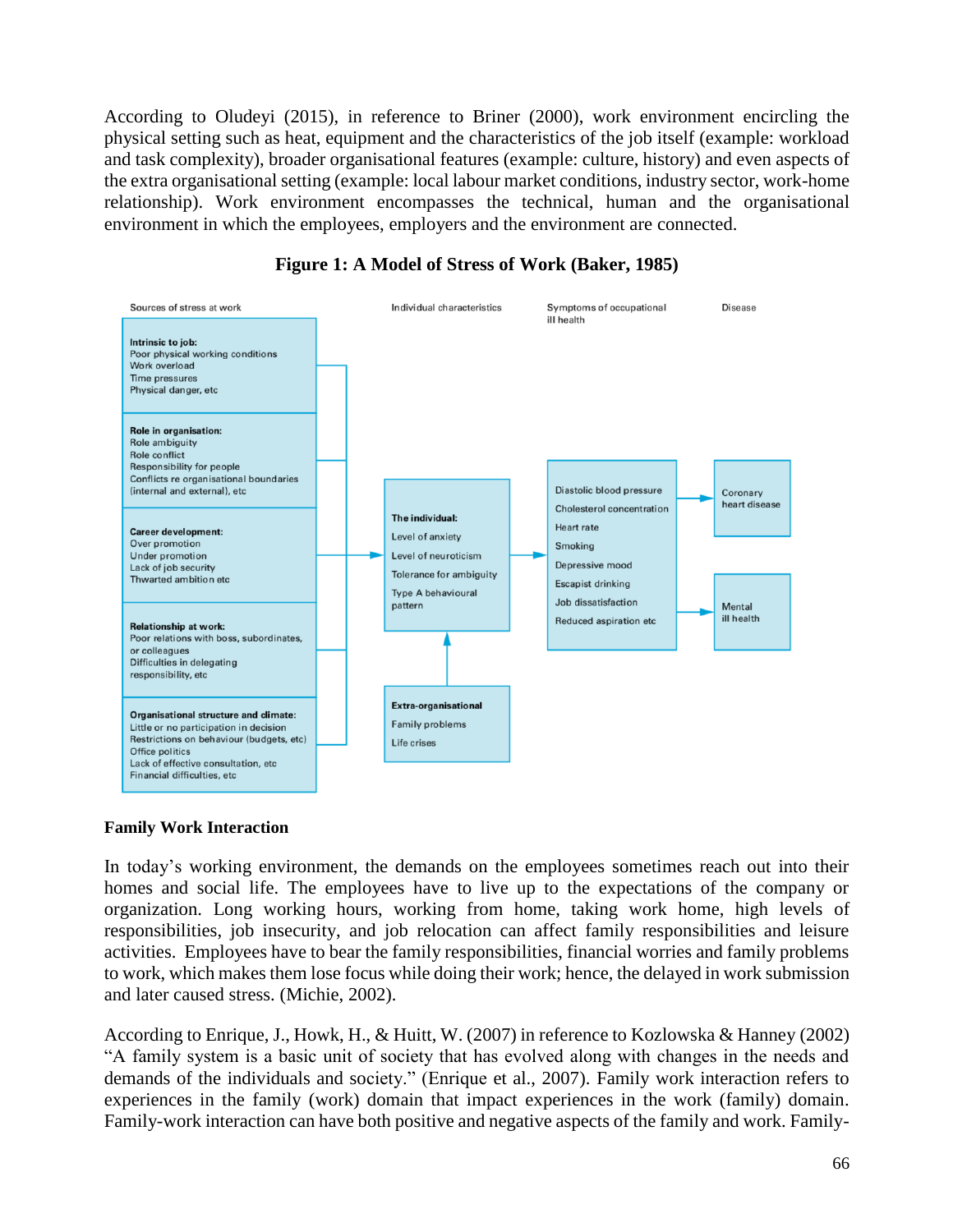According to Oludeyi (2015), in reference to Briner (2000), work environment encircling the physical setting such as heat, equipment and the characteristics of the job itself (example: workload and task complexity), broader organisational features (example: culture, history) and even aspects of the extra organisational setting (example: local labour market conditions, industry sector, work-home relationship). Work environment encompasses the technical, human and the organisational environment in which the employees, employers and the environment are connected.

**Figure 1: A Model of Stress of Work (Baker, 1985)**

Sources of stress at work

**Intrinsic to job:**
Poor physical working conditions
Work overload
Time pressures
Physical danger, etc

**Role in organisation:**
Role ambiguity
Role conflict
Responsibility for people
Conflicts re organisational boundaries (internal and external), etc

**Career development:**
Over promotion
Under promotion
Lack of job security
Thwarted ambition etc

**Relationship at work:**
Poor relations with boss, subordinates, or colleagues
Difficulties in delegating responsibility, etc

**Organisational structure and climate:**
Little or no participation in decision
Restrictions on behaviour (budgets, etc)
Office politics
Lack of effective consultation, etc
Financial difficulties, etc

Individual characteristics

**The individual:**
Level of anxiety
Level of neuroticism
Tolerance for ambiguity
Type A behavioural pattern

**Extra-organisational**
Family problems
Life crises

Symptoms of occupational ill health

Diastolic blood pressure
Cholesterol concentration
Heart rate
Smoking
Depressive mood
Escapist drinking
Job dissatisfaction
Reduced aspiration etc

Disease

Coronary heart disease

Mental ill health

**Family Work Interaction**

In today's working environment, the demands on the employees sometimes reach out into their homes and social life. The employees have to live up to the expectations of the company or organization. Long working hours, working from home, taking work home, high levels of responsibilities, job insecurity, and job relocation can affect family responsibilities and leisure activities. Employees have to bear the family responsibilities, financial worries and family problems to work, which makes them lose focus while doing their work; hence, the delayed in work submission and later caused stress. (Michie, 2002).

According to Enrique, J., Howk, H., & Huitt, W. (2007) in reference to Kozlowska & Hanney (2002) "A family system is a basic unit of society that has evolved along with changes in the needs and demands of the individuals and society." (Enrique et al., 2007). Family work interaction refers to experiences in the family (work) domain that impact experiences in the work (family) domain. Family-work interaction can have both positive and negative aspects of the family and work. Family-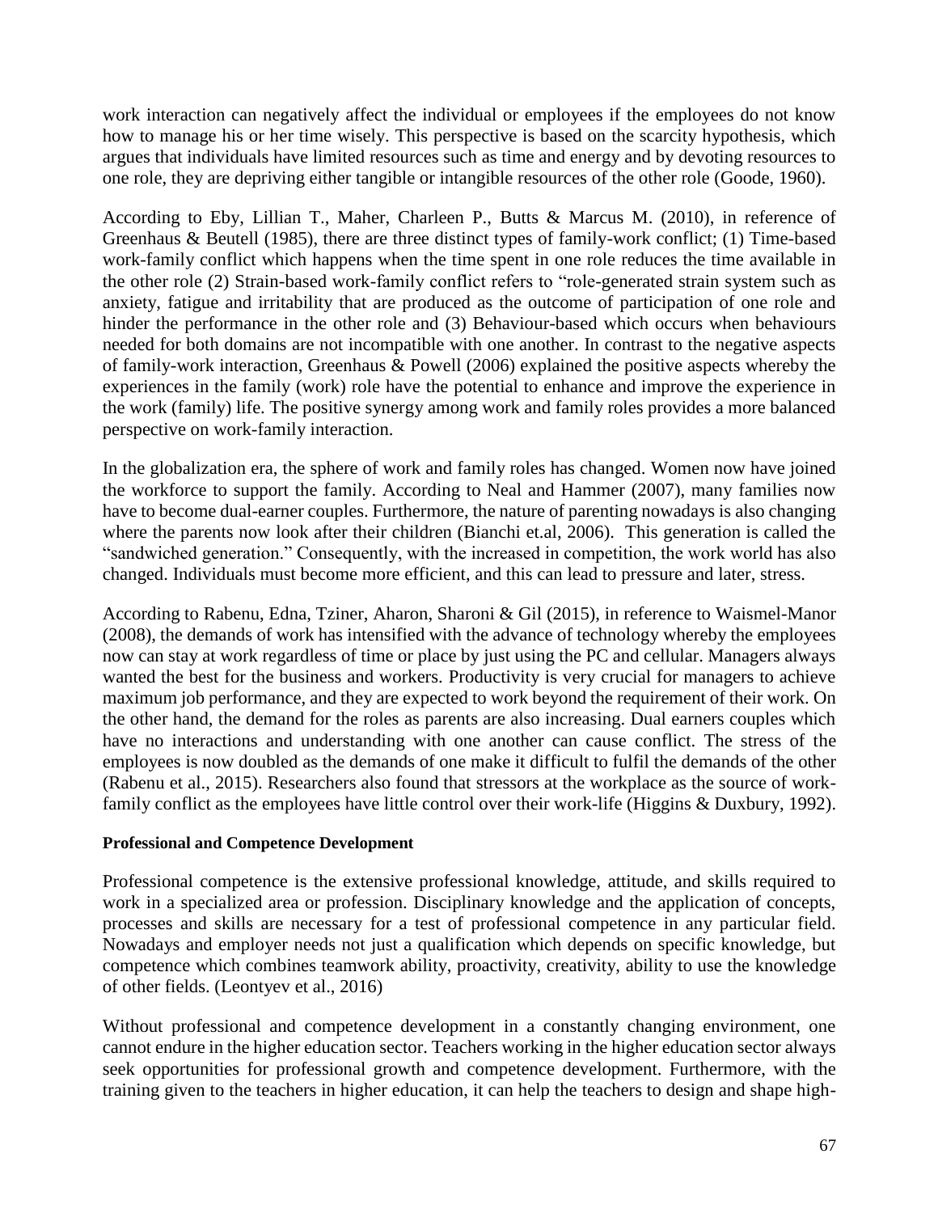work interaction can negatively affect the individual or employees if the employees do not know how to manage his or her time wisely. This perspective is based on the scarcity hypothesis, which argues that individuals have limited resources such as time and energy and by devoting resources to one role, they are depriving either tangible or intangible resources of the other role (Goode, 1960).

According to Eby, Lillian T., Maher, Charleen P., Butts & Marcus M. (2010), in reference of Greenhaus & Beutell (1985), there are three distinct types of family-work conflict; (1) Time-based work-family conflict which happens when the time spent in one role reduces the time available in the other role (2) Strain-based work-family conflict refers to "role-generated strain system such as anxiety, fatigue and irritability that are produced as the outcome of participation of one role and hinder the performance in the other role and (3) Behaviour-based which occurs when behaviours needed for both domains are not incompatible with one another. In contrast to the negative aspects of family-work interaction, Greenhaus & Powell (2006) explained the positive aspects whereby the experiences in the family (work) role have the potential to enhance and improve the experience in the work (family) life. The positive synergy among work and family roles provides a more balanced perspective on work-family interaction.

In the globalization era, the sphere of work and family roles has changed. Women now have joined the workforce to support the family. According to Neal and Hammer (2007), many families now have to become dual-earner couples. Furthermore, the nature of parenting nowadays is also changing where the parents now look after their children (Bianchi et.al, 2006). This generation is called the "sandwiched generation." Consequently, with the increased in competition, the work world has also changed. Individuals must become more efficient, and this can lead to pressure and later, stress.

According to Rabenu, Edna, Tziner, Aharon, Sharoni & Gil (2015), in reference to Waismel-Manor (2008), the demands of work has intensified with the advance of technology whereby the employees now can stay at work regardless of time or place by just using the PC and cellular. Managers always wanted the best for the business and workers. Productivity is very crucial for managers to achieve maximum job performance, and they are expected to work beyond the requirement of their work. On the other hand, the demand for the roles as parents are also increasing. Dual earners couples which have no interactions and understanding with one another can cause conflict. The stress of the employees is now doubled as the demands of one make it difficult to fulfil the demands of the other (Rabenu et al., 2015). Researchers also found that stressors at the workplace as the source of work-family conflict as the employees have little control over their work-life (Higgins & Duxbury, 1992).

**Professional and Competence Development**

Professional competence is the extensive professional knowledge, attitude, and skills required to work in a specialized area or profession. Disciplinary knowledge and the application of concepts, processes and skills are necessary for a test of professional competence in any particular field. Nowadays and employer needs not just a qualification which depends on specific knowledge, but competence which combines teamwork ability, proactivity, creativity, ability to use the knowledge of other fields. (Leontyev et al., 2016)

Without professional and competence development in a constantly changing environment, one cannot endure in the higher education sector. Teachers working in the higher education sector always seek opportunities for professional growth and competence development. Furthermore, with the training given to the teachers in higher education, it can help the teachers to design and shape high-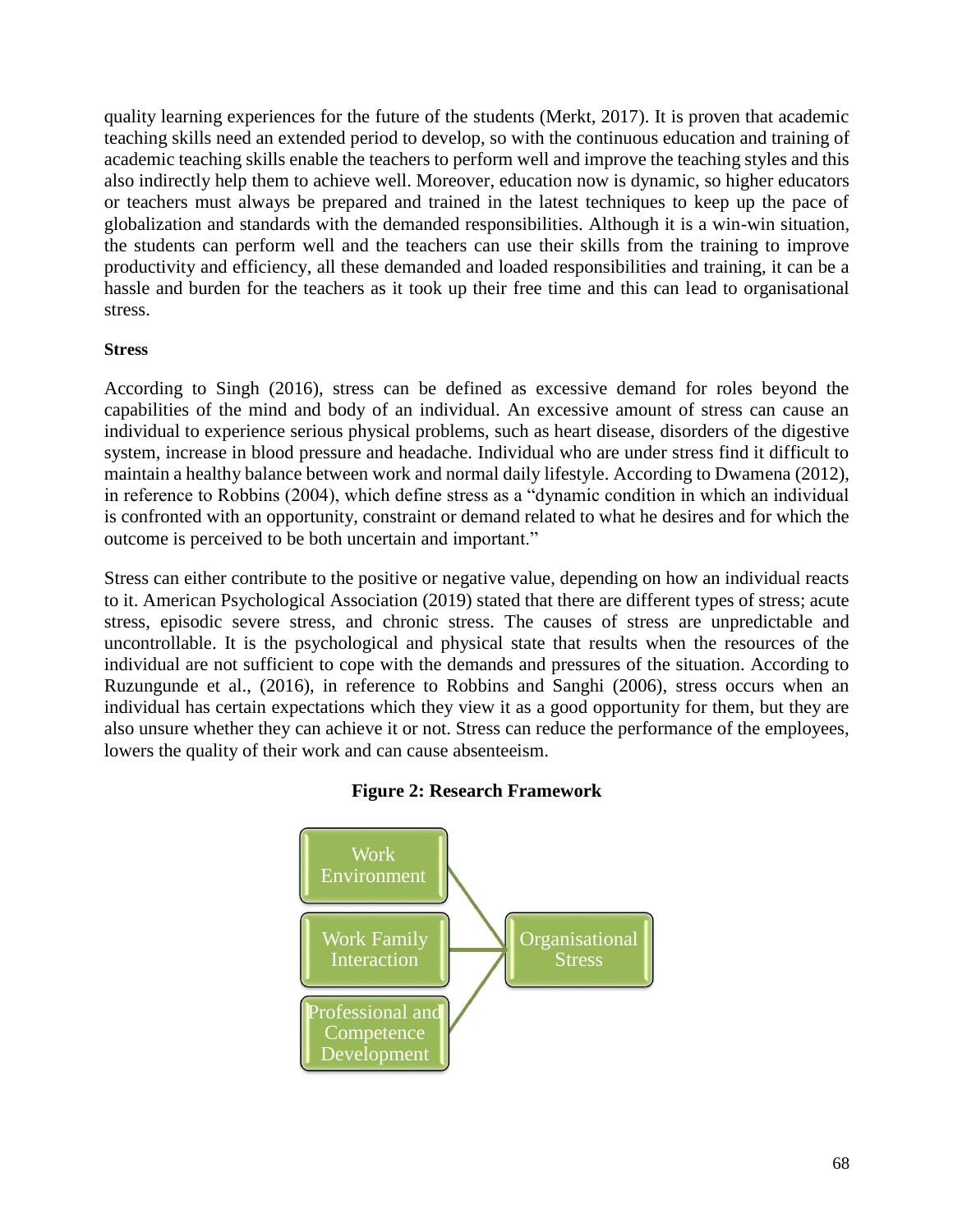quality learning experiences for the future of the students (Merkt, 2017). It is proven that academic teaching skills need an extended period to develop, so with the continuous education and training of academic teaching skills enable the teachers to perform well and improve the teaching styles and this also indirectly help them to achieve well. Moreover, education now is dynamic, so higher educators or teachers must always be prepared and trained in the latest techniques to keep up the pace of globalization and standards with the demanded responsibilities. Although it is a win-win situation, the students can perform well and the teachers can use their skills from the training to improve productivity and efficiency, all these demanded and loaded responsibilities and training, it can be a hassle and burden for the teachers as it took up their free time and this can lead to organisational stress.

**Stress**

According to Singh (2016), stress can be defined as excessive demand for roles beyond the capabilities of the mind and body of an individual. An excessive amount of stress can cause an individual to experience serious physical problems, such as heart disease, disorders of the digestive system, increase in blood pressure and headache. Individual who are under stress find it difficult to maintain a healthy balance between work and normal daily lifestyle. According to Dwamena (2012), in reference to Robbins (2004), which define stress as a "dynamic condition in which an individual is confronted with an opportunity, constraint or demand related to what he desires and for which the outcome is perceived to be both uncertain and important."

Stress can either contribute to the positive or negative value, depending on how an individual reacts to it. American Psychological Association (2019) stated that there are different types of stress; acute stress, episodic severe stress, and chronic stress. The causes of stress are unpredictable and uncontrollable. It is the psychological and physical state that results when the resources of the individual are not sufficient to cope with the demands and pressures of the situation. According to Ruzungunde et al., (2016), in reference to Robbins and Sanghi (2006), stress occurs when an individual has certain expectations which they view it as a good opportunity for them, but they are also unsure whether they can achieve it or not. Stress can reduce the performance of the employees, lowers the quality of their work and can cause absenteeism.

**Figure 2: Research Framework**

Work Environment

Work Family Interaction

Professional and Competence Development

Organisational Stress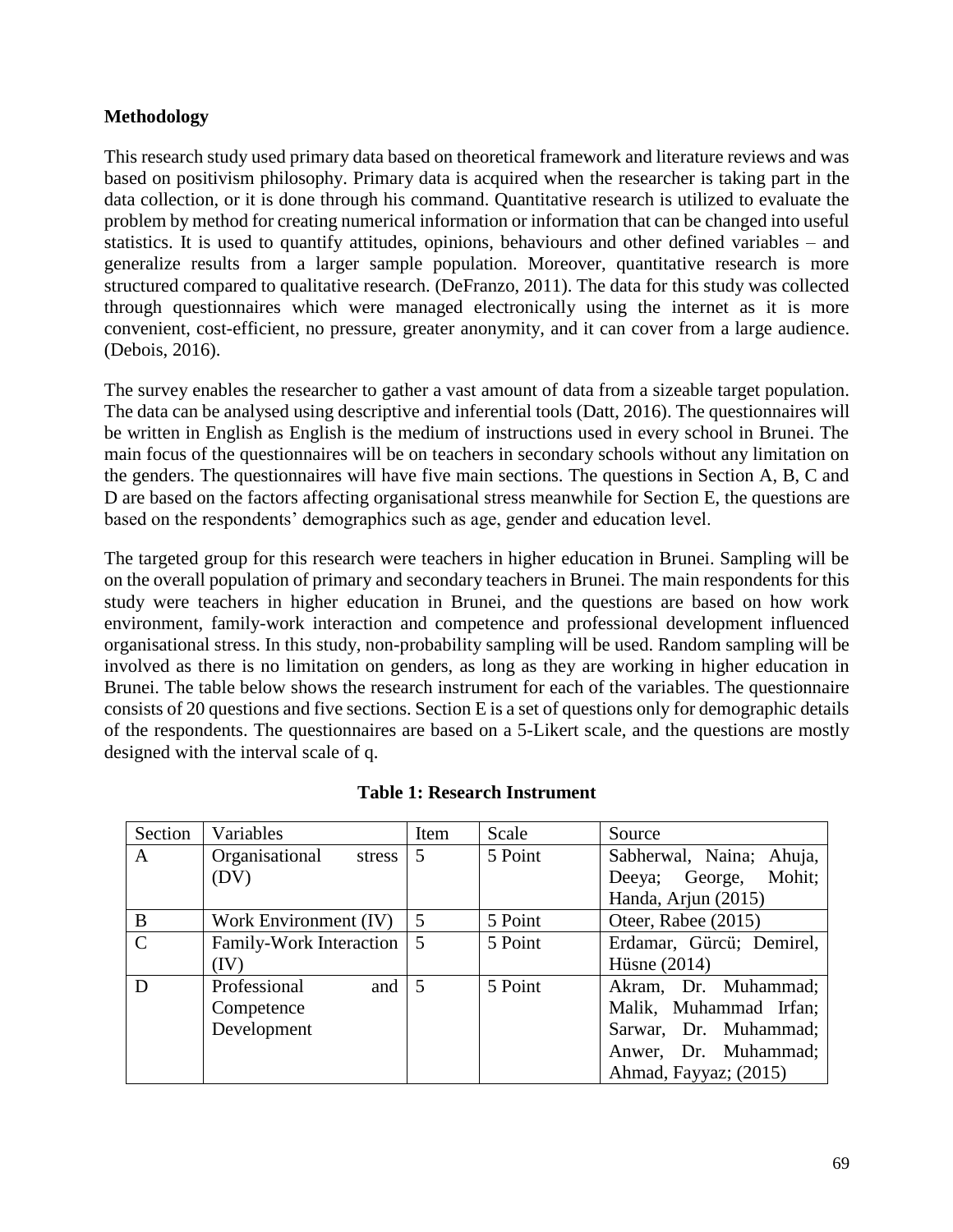**Methodology**

This research study used primary data based on theoretical framework and literature reviews and was based on positivism philosophy. Primary data is acquired when the researcher is taking part in the data collection, or it is done through his command. Quantitative research is utilized to evaluate the problem by method for creating numerical information or information that can be changed into useful statistics. It is used to quantify attitudes, opinions, behaviours and other defined variables – and generalize results from a larger sample population. Moreover, quantitative research is more structured compared to qualitative research. (DeFranzo, 2011). The data for this study was collected through questionnaires which were managed electronically using the internet as it is more convenient, cost-efficient, no pressure, greater anonymity, and it can cover from a large audience. (Debois, 2016).

The survey enables the researcher to gather a vast amount of data from a sizeable target population. The data can be analysed using descriptive and inferential tools (Datt, 2016). The questionnaires will be written in English as English is the medium of instructions used in every school in Brunei. The main focus of the questionnaires will be on teachers in secondary schools without any limitation on the genders. The questionnaires will have five main sections. The questions in Section A, B, C and D are based on the factors affecting organisational stress meanwhile for Section E, the questions are based on the respondents' demographics such as age, gender and education level.

The targeted group for this research were teachers in higher education in Brunei. Sampling will be on the overall population of primary and secondary teachers in Brunei. The main respondents for this study were teachers in higher education in Brunei, and the questions are based on how work environment, family-work interaction and competence and professional development influenced organisational stress. In this study, non-probability sampling will be used. Random sampling will be involved as there is no limitation on genders, as long as they are working in higher education in Brunei. The table below shows the research instrument for each of the variables. The questionnaire consists of 20 questions and five sections. Section E is a set of questions only for demographic details of the respondents. The questionnaires are based on a 5-Likert scale, and the questions are mostly designed with the interval scale of q.

**Table 1: Research Instrument**

| Section | Variables | Item | Scale | Source |
|---|---|---|---|---|
| A | Organisational stress (DV) | 5 | 5 Point | Sabherwal, Naina; Ahuja, Deeya; George, Mohit; Handa, Arjun (2015) |
| B | Work Environment (IV) | 5 | 5 Point | Oteer, Rabee (2015) |
| C | Family-Work Interaction (IV) | 5 | 5 Point | Erdamar, Gürcü; Demirel, Hüsne (2014) |
| D | Professional and Competence Development | 5 | 5 Point | Akram, Dr. Muhammad; Malik, Muhammad Irfan; Sarwar, Dr. Muhammad; Anwer, Dr. Muhammad; Ahmad, Fayyaz; (2015) |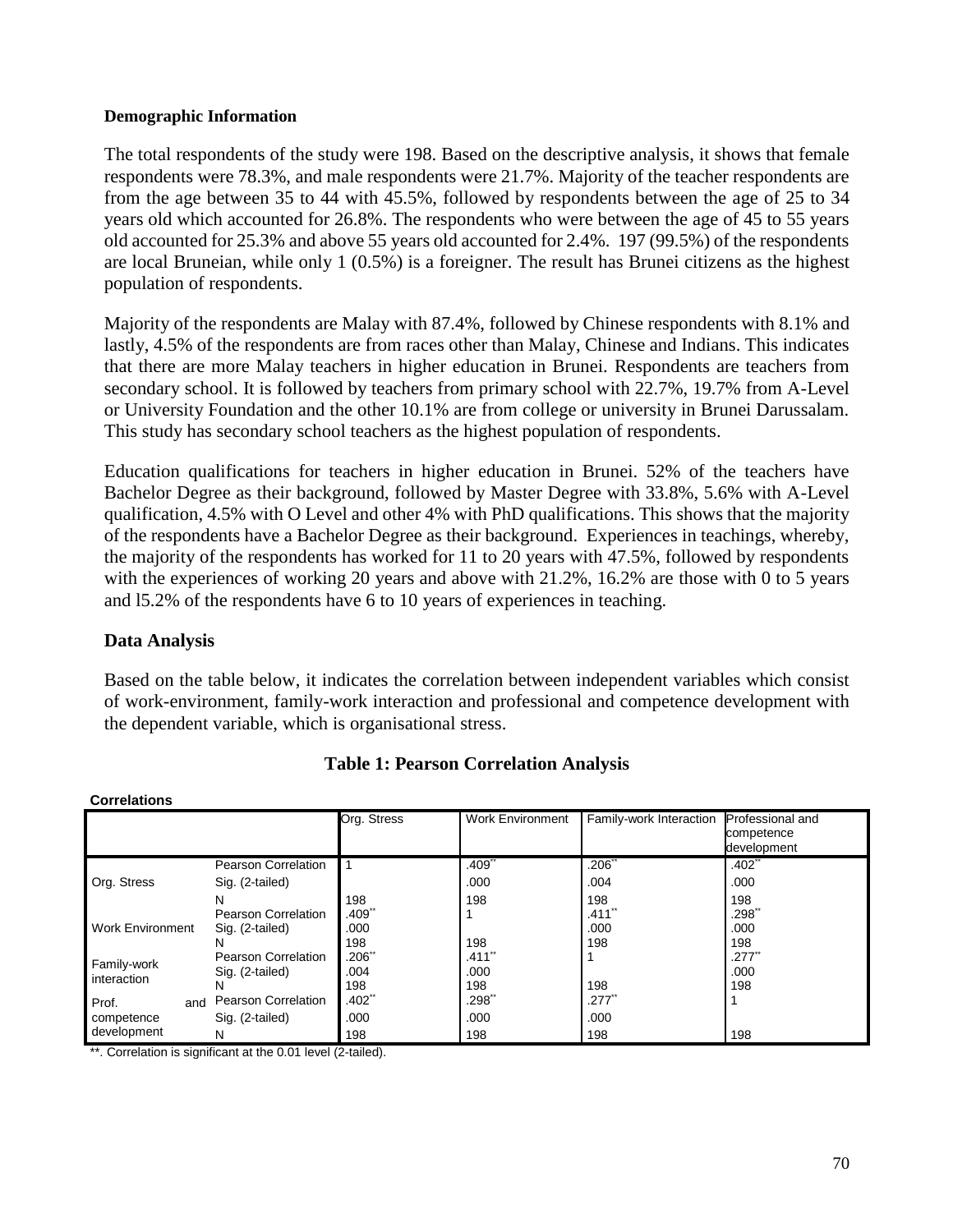**Demographic Information**

The total respondents of the study were 198. Based on the descriptive analysis, it shows that female respondents were 78.3%, and male respondents were 21.7%. Majority of the teacher respondents are from the age between 35 to 44 with 45.5%, followed by respondents between the age of 25 to 34 years old which accounted for 26.8%. The respondents who were between the age of 45 to 55 years old accounted for 25.3% and above 55 years old accounted for 2.4%. 197 (99.5%) of the respondents are local Bruneian, while only 1 (0.5%) is a foreigner. The result has Brunei citizens as the highest population of respondents.

Majority of the respondents are Malay with 87.4%, followed by Chinese respondents with 8.1% and lastly, 4.5% of the respondents are from races other than Malay, Chinese and Indians. This indicates that there are more Malay teachers in higher education in Brunei. Respondents are teachers from secondary school. It is followed by teachers from primary school with 22.7%, 19.7% from A-Level or University Foundation and the other 10.1% are from college or university in Brunei Darussalam. This study has secondary school teachers as the highest population of respondents.

Education qualifications for teachers in higher education in Brunei. 52% of the teachers have Bachelor Degree as their background, followed by Master Degree with 33.8%, 5.6% with A-Level qualification, 4.5% with O Level and other 4% with PhD qualifications. This shows that the majority of the respondents have a Bachelor Degree as their background. Experiences in teachings, whereby, the majority of the respondents has worked for 11 to 20 years with 47.5%, followed by respondents with the experiences of working 20 years and above with 21.2%, 16.2% are those with 0 to 5 years and l5.2% of the respondents have 6 to 10 years of experiences in teaching.

## Data Analysis

Based on the table below, it indicates the correlation between independent variables which consist of work-environment, family-work interaction and professional and competence development with the dependent variable, which is organisational stress.

**Table 1: Pearson Correlation Analysis**

**Correlations**

| | | Org. Stress | Work Environment | Family-work Interaction | Professional and competence development |
|---|---|---|---|---|---|
| Org. Stress | Pearson Correlation | 1 | .409** | .206** | .402** |
| | Sig. (2-tailed) | | .000 | .004 | .000 |
| | N | 198 | 198 | 198 | 198 |
| Work Environment | Pearson Correlation | .409** | 1 | .411** | .298** |
| | Sig. (2-tailed) | .000 | | .000 | .000 |
| | N | 198 | 198 | 198 | 198 |
| Family-work interaction | Pearson Correlation | .206** | .411** | 1 | .277** |
| | Sig. (2-tailed) | .004 | .000 | | .000 |
| | N | 198 | 198 | 198 | 198 |
| Prof. and competence development | Pearson Correlation | .402** | .298** | .277** | 1 |
| | Sig. (2-tailed) | .000 | .000 | .000 | |
| | N | 198 | 198 | 198 | 198 |

**. Correlation is significant at the 0.01 level (2-tailed).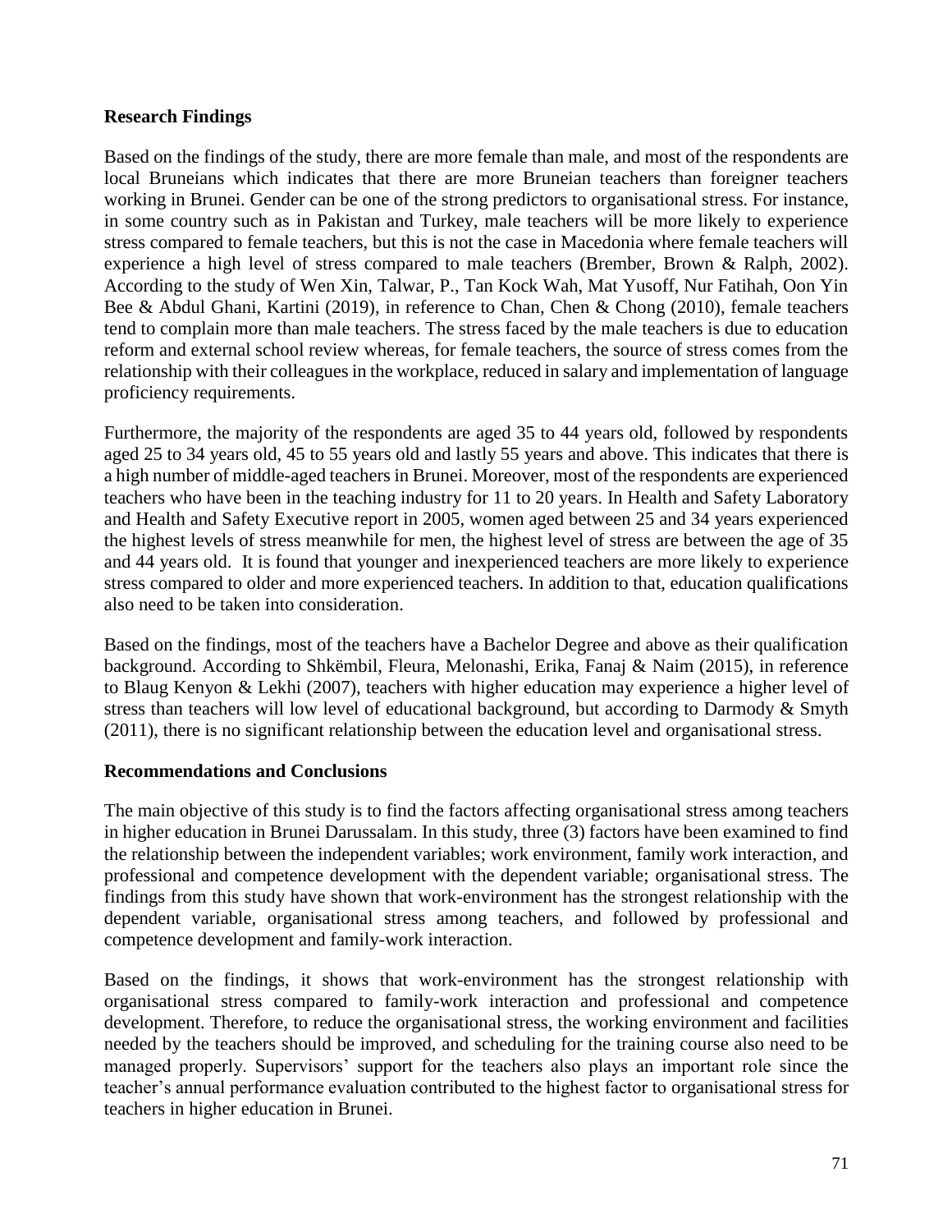## Research Findings

Based on the findings of the study, there are more female than male, and most of the respondents are local Bruneians which indicates that there are more Bruneian teachers than foreigner teachers working in Brunei. Gender can be one of the strong predictors to organisational stress. For instance, in some country such as in Pakistan and Turkey, male teachers will be more likely to experience stress compared to female teachers, but this is not the case in Macedonia where female teachers will experience a high level of stress compared to male teachers (Brember, Brown & Ralph, 2002). According to the study of Wen Xin, Talwar, P., Tan Kock Wah, Mat Yusoff, Nur Fatihah, Oon Yin Bee & Abdul Ghani, Kartini (2019), in reference to Chan, Chen & Chong (2010), female teachers tend to complain more than male teachers. The stress faced by the male teachers is due to education reform and external school review whereas, for female teachers, the source of stress comes from the relationship with their colleagues in the workplace, reduced in salary and implementation of language proficiency requirements.

Furthermore, the majority of the respondents are aged 35 to 44 years old, followed by respondents aged 25 to 34 years old, 45 to 55 years old and lastly 55 years and above. This indicates that there is a high number of middle-aged teachers in Brunei. Moreover, most of the respondents are experienced teachers who have been in the teaching industry for 11 to 20 years. In Health and Safety Laboratory and Health and Safety Executive report in 2005, women aged between 25 and 34 years experienced the highest levels of stress meanwhile for men, the highest level of stress are between the age of 35 and 44 years old. It is found that younger and inexperienced teachers are more likely to experience stress compared to older and more experienced teachers. In addition to that, education qualifications also need to be taken into consideration.

Based on the findings, most of the teachers have a Bachelor Degree and above as their qualification background. According to Shkëmbil, Fleura, Melonashi, Erika, Fanaj & Naim (2015), in reference to Blaug Kenyon & Lekhi (2007), teachers with higher education may experience a higher level of stress than teachers will low level of educational background, but according to Darmody & Smyth (2011), there is no significant relationship between the education level and organisational stress.

## Recommendations and Conclusions

The main objective of this study is to find the factors affecting organisational stress among teachers in higher education in Brunei Darussalam. In this study, three (3) factors have been examined to find the relationship between the independent variables; work environment, family work interaction, and professional and competence development with the dependent variable; organisational stress. The findings from this study have shown that work-environment has the strongest relationship with the dependent variable, organisational stress among teachers, and followed by professional and competence development and family-work interaction.

Based on the findings, it shows that work-environment has the strongest relationship with organisational stress compared to family-work interaction and professional and competence development. Therefore, to reduce the organisational stress, the working environment and facilities needed by the teachers should be improved, and scheduling for the training course also need to be managed properly. Supervisors' support for the teachers also plays an important role since the teacher's annual performance evaluation contributed to the highest factor to organisational stress for teachers in higher education in Brunei.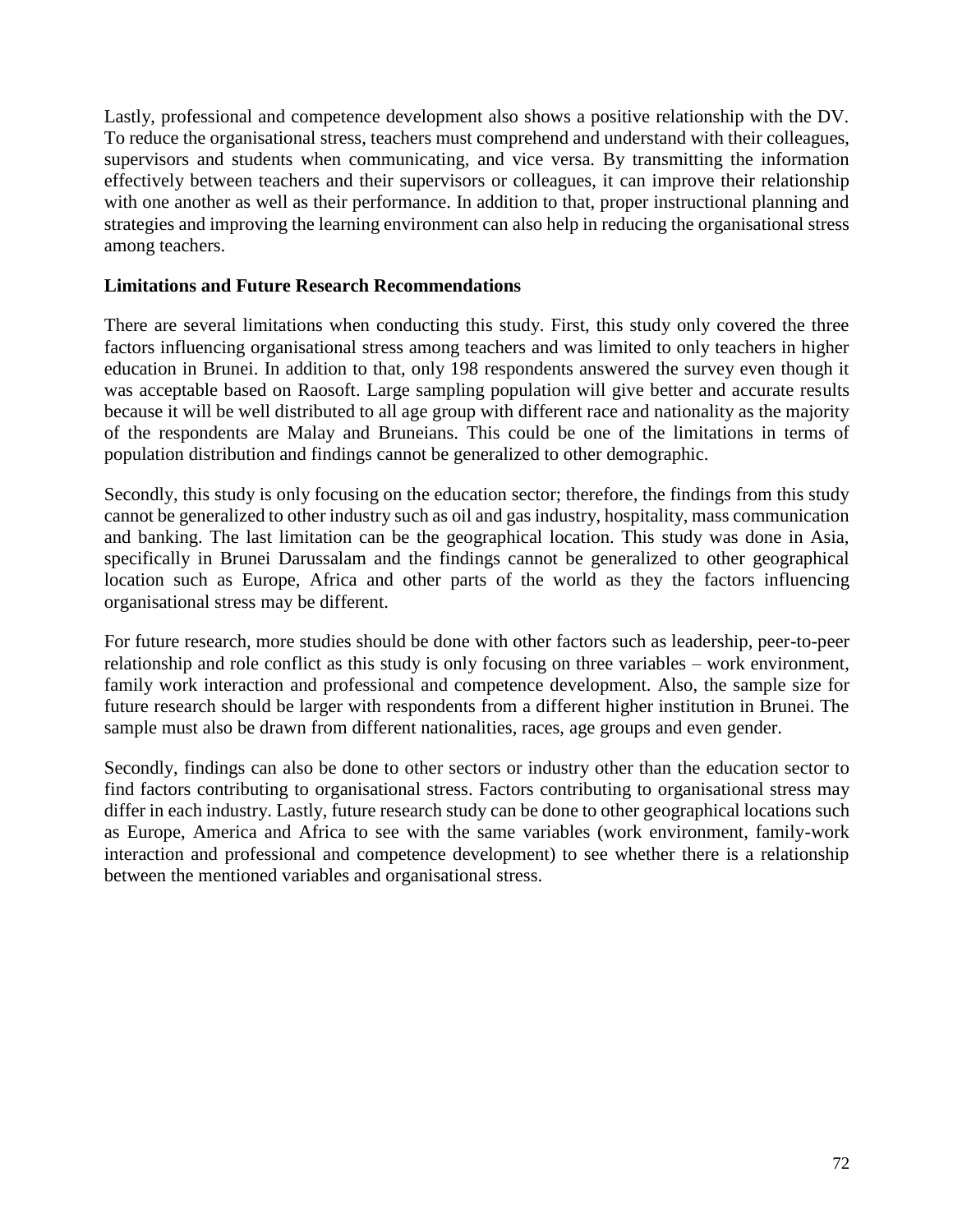Lastly, professional and competence development also shows a positive relationship with the DV. To reduce the organisational stress, teachers must comprehend and understand with their colleagues, supervisors and students when communicating, and vice versa. By transmitting the information effectively between teachers and their supervisors or colleagues, it can improve their relationship with one another as well as their performance. In addition to that, proper instructional planning and strategies and improving the learning environment can also help in reducing the organisational stress among teachers.

**Limitations and Future Research Recommendations**

There are several limitations when conducting this study. First, this study only covered the three factors influencing organisational stress among teachers and was limited to only teachers in higher education in Brunei. In addition to that, only 198 respondents answered the survey even though it was acceptable based on Raosoft. Large sampling population will give better and accurate results because it will be well distributed to all age group with different race and nationality as the majority of the respondents are Malay and Bruneians. This could be one of the limitations in terms of population distribution and findings cannot be generalized to other demographic.

Secondly, this study is only focusing on the education sector; therefore, the findings from this study cannot be generalized to other industry such as oil and gas industry, hospitality, mass communication and banking. The last limitation can be the geographical location. This study was done in Asia, specifically in Brunei Darussalam and the findings cannot be generalized to other geographical location such as Europe, Africa and other parts of the world as they the factors influencing organisational stress may be different.

For future research, more studies should be done with other factors such as leadership, peer-to-peer relationship and role conflict as this study is only focusing on three variables – work environment, family work interaction and professional and competence development. Also, the sample size for future research should be larger with respondents from a different higher institution in Brunei. The sample must also be drawn from different nationalities, races, age groups and even gender.

Secondly, findings can also be done to other sectors or industry other than the education sector to find factors contributing to organisational stress. Factors contributing to organisational stress may differ in each industry. Lastly, future research study can be done to other geographical locations such as Europe, America and Africa to see with the same variables (work environment, family-work interaction and professional and competence development) to see whether there is a relationship between the mentioned variables and organisational stress.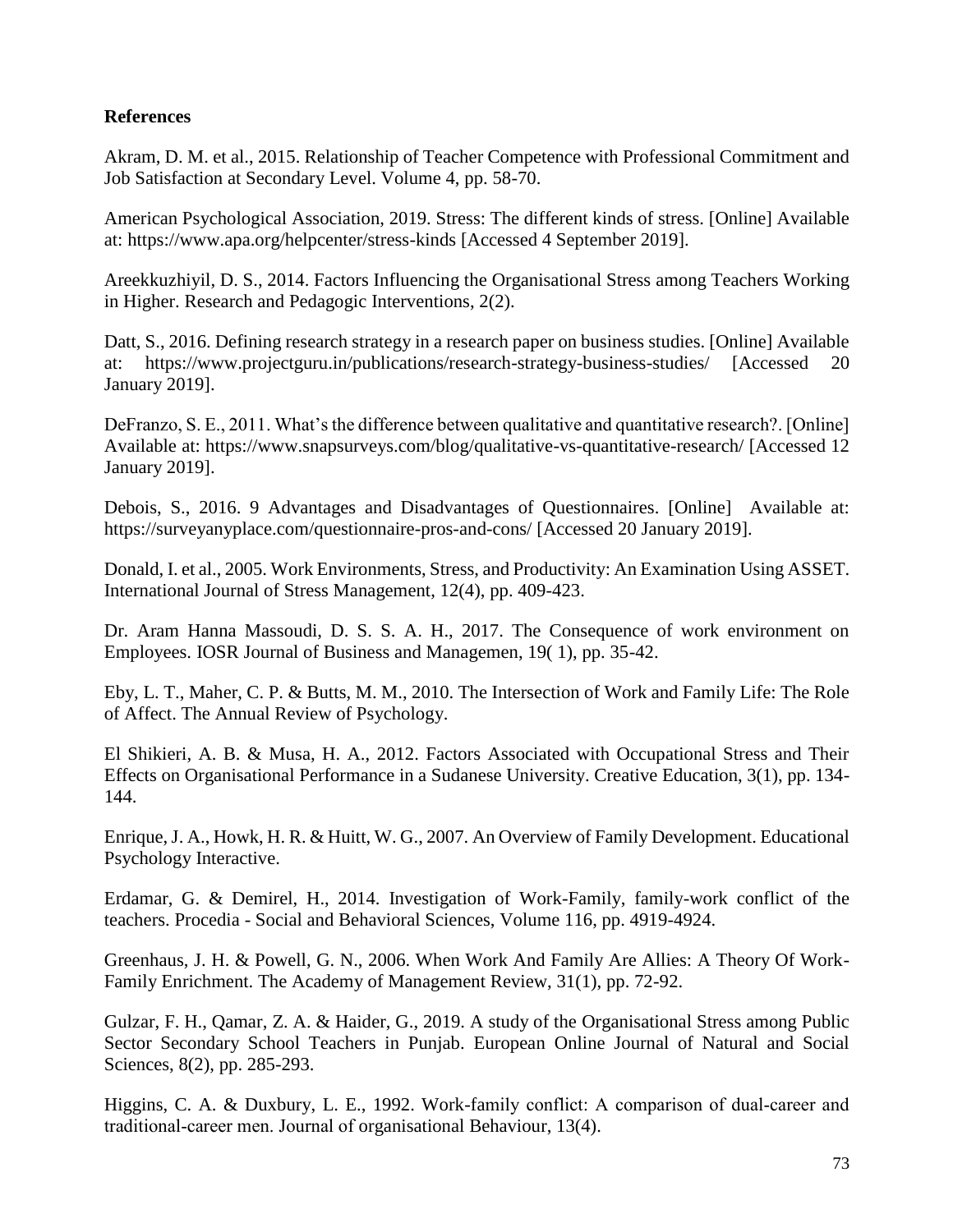**References**

Akram, D. M. et al., 2015. Relationship of Teacher Competence with Professional Commitment and Job Satisfaction at Secondary Level. Volume 4, pp. 58-70.

American Psychological Association, 2019. Stress: The different kinds of stress. [Online] Available at: https://www.apa.org/helpcenter/stress-kinds [Accessed 4 September 2019].

Areekkuzhiyil, D. S., 2014. Factors Influencing the Organisational Stress among Teachers Working in Higher. Research and Pedagogic Interventions, 2(2).

Datt, S., 2016. Defining research strategy in a research paper on business studies. [Online] Available at: https://www.projectguru.in/publications/research-strategy-business-studies/ [Accessed 20 January 2019].

DeFranzo, S. E., 2011. What's the difference between qualitative and quantitative research?. [Online] Available at: https://www.snapsurveys.com/blog/qualitative-vs-quantitative-research/ [Accessed 12 January 2019].

Debois, S., 2016. 9 Advantages and Disadvantages of Questionnaires. [Online] Available at: https://surveyanyplace.com/questionnaire-pros-and-cons/ [Accessed 20 January 2019].

Donald, I. et al., 2005. Work Environments, Stress, and Productivity: An Examination Using ASSET. International Journal of Stress Management, 12(4), pp. 409-423.

Dr. Aram Hanna Massoudi, D. S. S. A. H., 2017. The Consequence of work environment on Employees. IOSR Journal of Business and Managemen, 19( 1), pp. 35-42.

Eby, L. T., Maher, C. P. & Butts, M. M., 2010. The Intersection of Work and Family Life: The Role of Affect. The Annual Review of Psychology.

El Shikieri, A. B. & Musa, H. A., 2012. Factors Associated with Occupational Stress and Their Effects on Organisational Performance in a Sudanese University. Creative Education, 3(1), pp. 134-144.

Enrique, J. A., Howk, H. R. & Huitt, W. G., 2007. An Overview of Family Development. Educational Psychology Interactive.

Erdamar, G. & Demirel, H., 2014. Investigation of Work-Family, family-work conflict of the teachers. Procedia - Social and Behavioral Sciences, Volume 116, pp. 4919-4924.

Greenhaus, J. H. & Powell, G. N., 2006. When Work And Family Are Allies: A Theory Of Work-Family Enrichment. The Academy of Management Review, 31(1), pp. 72-92.

Gulzar, F. H., Qamar, Z. A. & Haider, G., 2019. A study of the Organisational Stress among Public Sector Secondary School Teachers in Punjab. European Online Journal of Natural and Social Sciences, 8(2), pp. 285-293.

Higgins, C. A. & Duxbury, L. E., 1992. Work-family conflict: A comparison of dual-career and traditional-career men. Journal of organisational Behaviour, 13(4).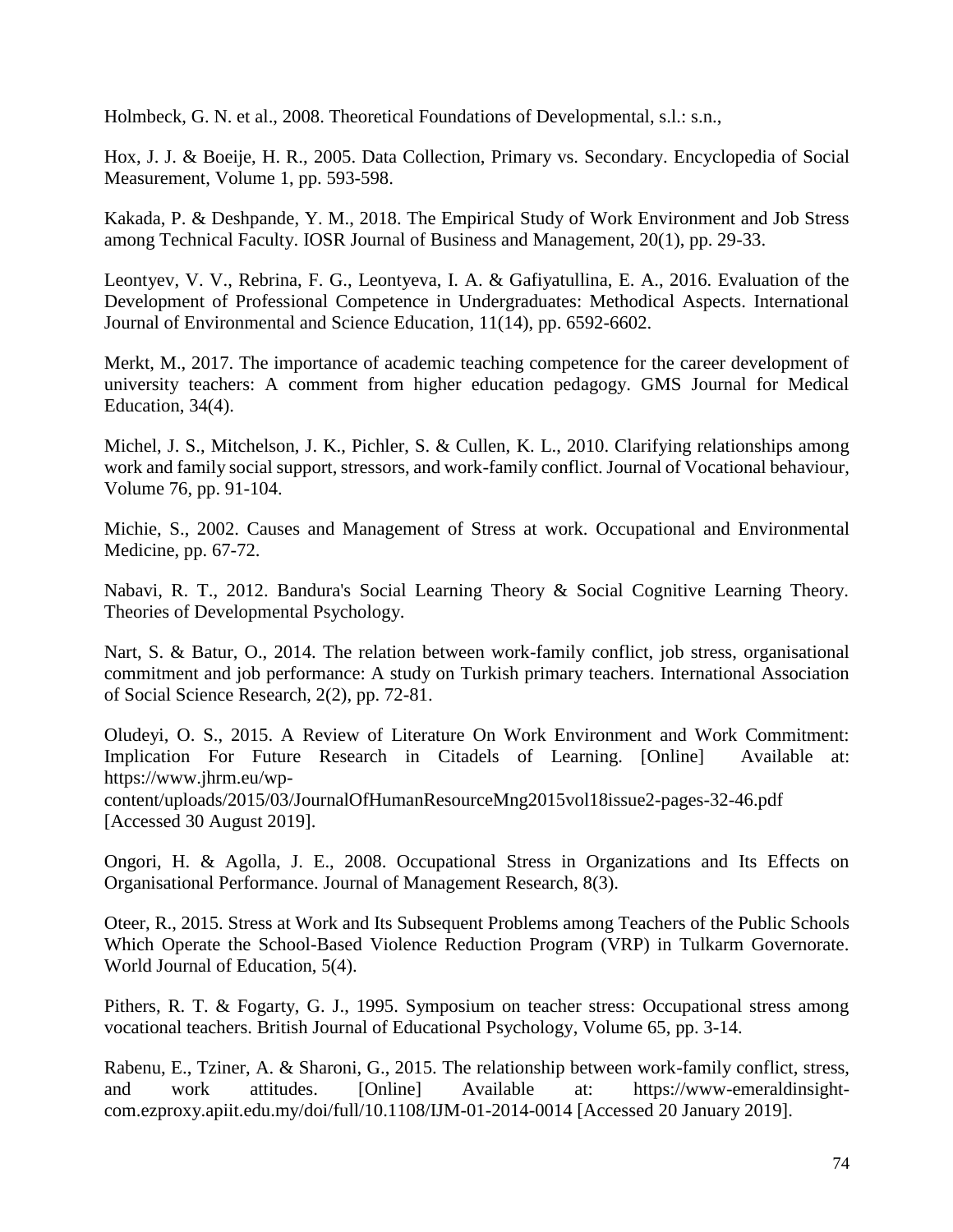Holmbeck, G. N. et al., 2008. Theoretical Foundations of Developmental, s.l.: s.n.,

Hox, J. J. & Boeije, H. R., 2005. Data Collection, Primary vs. Secondary. Encyclopedia of Social Measurement, Volume 1, pp. 593-598.

Kakada, P. & Deshpande, Y. M., 2018. The Empirical Study of Work Environment and Job Stress among Technical Faculty. IOSR Journal of Business and Management, 20(1), pp. 29-33.

Leontyev, V. V., Rebrina, F. G., Leontyeva, I. A. & Gafiyatullina, E. A., 2016. Evaluation of the Development of Professional Competence in Undergraduates: Methodical Aspects. International Journal of Environmental and Science Education, 11(14), pp. 6592-6602.

Merkt, M., 2017. The importance of academic teaching competence for the career development of university teachers: A comment from higher education pedagogy. GMS Journal for Medical Education, 34(4).

Michel, J. S., Mitchelson, J. K., Pichler, S. & Cullen, K. L., 2010. Clarifying relationships among work and family social support, stressors, and work-family conflict. Journal of Vocational behaviour, Volume 76, pp. 91-104.

Michie, S., 2002. Causes and Management of Stress at work. Occupational and Environmental Medicine, pp. 67-72.

Nabavi, R. T., 2012. Bandura's Social Learning Theory & Social Cognitive Learning Theory. Theories of Developmental Psychology.

Nart, S. & Batur, O., 2014. The relation between work-family conflict, job stress, organisational commitment and job performance: A study on Turkish primary teachers. International Association of Social Science Research, 2(2), pp. 72-81.

Oludeyi, O. S., 2015. A Review of Literature On Work Environment and Work Commitment: Implication For Future Research in Citadels of Learning. [Online] Available at: https://www.jhrm.eu/wp-content/uploads/2015/03/JournalOfHumanResourceMng2015vol18issue2-pages-32-46.pdf [Accessed 30 August 2019].

Ongori, H. & Agolla, J. E., 2008. Occupational Stress in Organizations and Its Effects on Organisational Performance. Journal of Management Research, 8(3).

Oteer, R., 2015. Stress at Work and Its Subsequent Problems among Teachers of the Public Schools Which Operate the School-Based Violence Reduction Program (VRP) in Tulkarm Governorate. World Journal of Education, 5(4).

Pithers, R. T. & Fogarty, G. J., 1995. Symposium on teacher stress: Occupational stress among vocational teachers. British Journal of Educational Psychology, Volume 65, pp. 3-14.

Rabenu, E., Tziner, A. & Sharoni, G., 2015. The relationship between work-family conflict, stress, and work attitudes. [Online] Available at: https://www-emeraldinsight-com.ezproxy.apiit.edu.my/doi/full/10.1108/IJM-01-2014-0014 [Accessed 20 January 2019].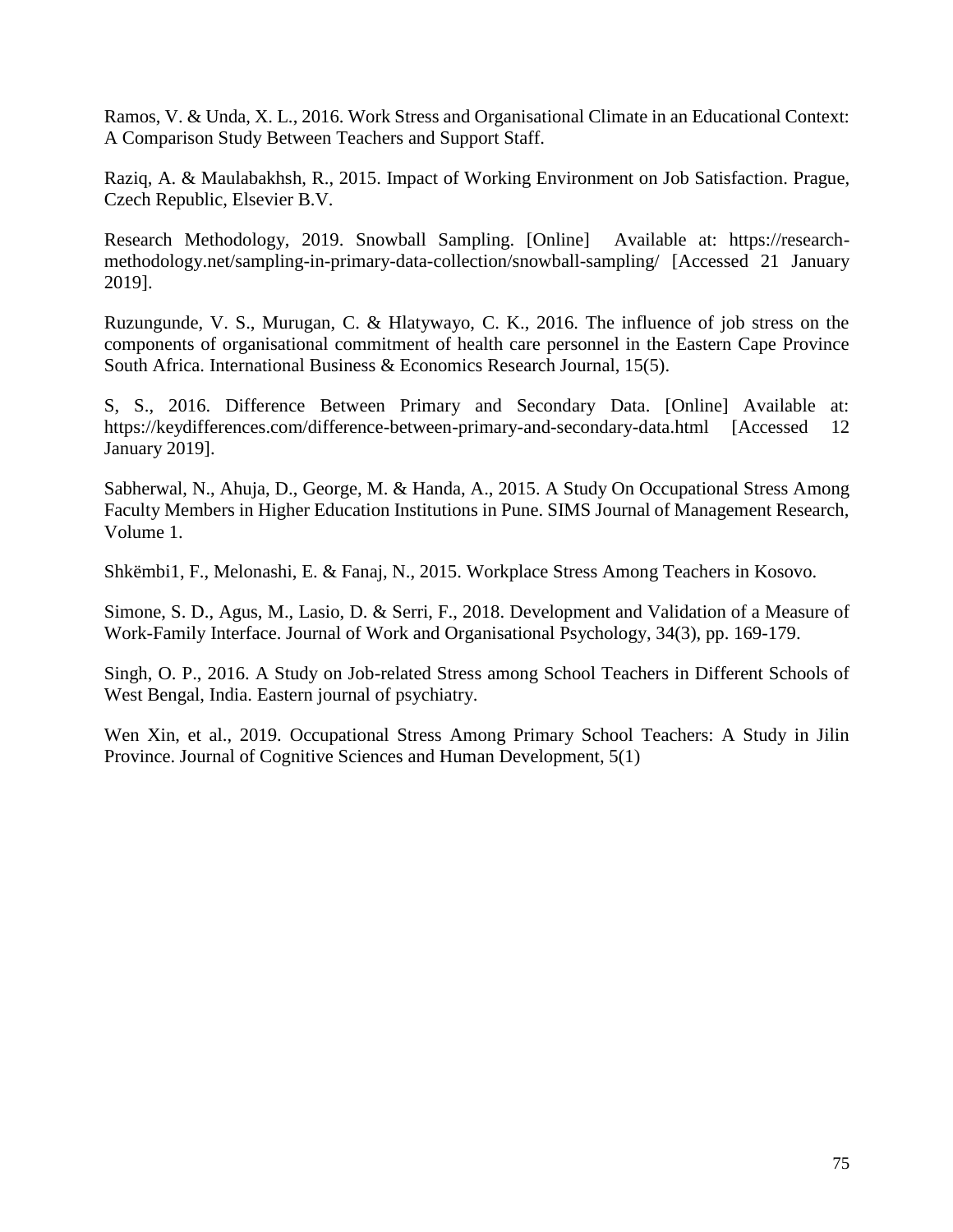Ramos, V. & Unda, X. L., 2016. Work Stress and Organisational Climate in an Educational Context: A Comparison Study Between Teachers and Support Staff.

Raziq, A. & Maulabakhsh, R., 2015. Impact of Working Environment on Job Satisfaction. Prague, Czech Republic, Elsevier B.V.

Research Methodology, 2019. Snowball Sampling. [Online] Available at: https://research-methodology.net/sampling-in-primary-data-collection/snowball-sampling/ [Accessed 21 January 2019].

Ruzungunde, V. S., Murugan, C. & Hlatywayo, C. K., 2016. The influence of job stress on the components of organisational commitment of health care personnel in the Eastern Cape Province South Africa. International Business & Economics Research Journal, 15(5).

S, S., 2016. Difference Between Primary and Secondary Data. [Online] Available at: https://keydifferences.com/difference-between-primary-and-secondary-data.html [Accessed 12 January 2019].

Sabherwal, N., Ahuja, D., George, M. & Handa, A., 2015. A Study On Occupational Stress Among Faculty Members in Higher Education Institutions in Pune. SIMS Journal of Management Research, Volume 1.

Shkëmbi1, F., Melonashi, E. & Fanaj, N., 2015. Workplace Stress Among Teachers in Kosovo.

Simone, S. D., Agus, M., Lasio, D. & Serri, F., 2018. Development and Validation of a Measure of Work-Family Interface. Journal of Work and Organisational Psychology, 34(3), pp. 169-179.

Singh, O. P., 2016. A Study on Job-related Stress among School Teachers in Different Schools of West Bengal, India. Eastern journal of psychiatry.

Wen Xin, et al., 2019. Occupational Stress Among Primary School Teachers: A Study in Jilin Province. Journal of Cognitive Sciences and Human Development, 5(1)